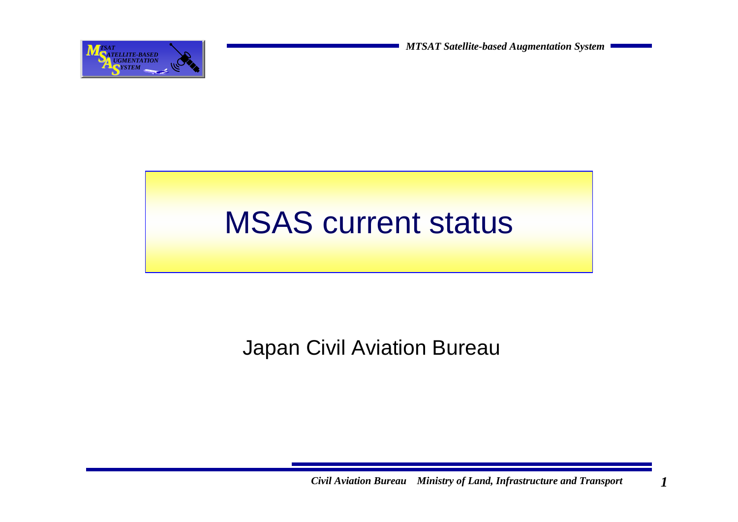# MSAS current status

Japan Civil Aviation Bureau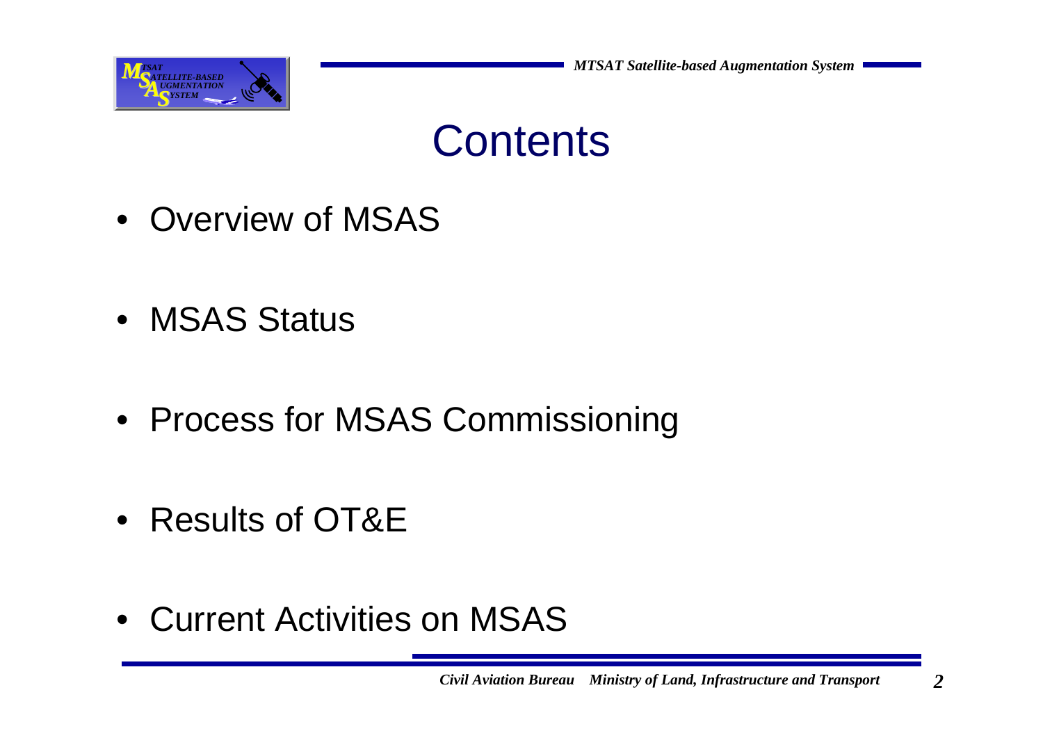# Contents

- Overview of MSAS
- MSAS Status
- Process for MSAS Commissioning
- Results of OT&E
- Current Activities on MSAS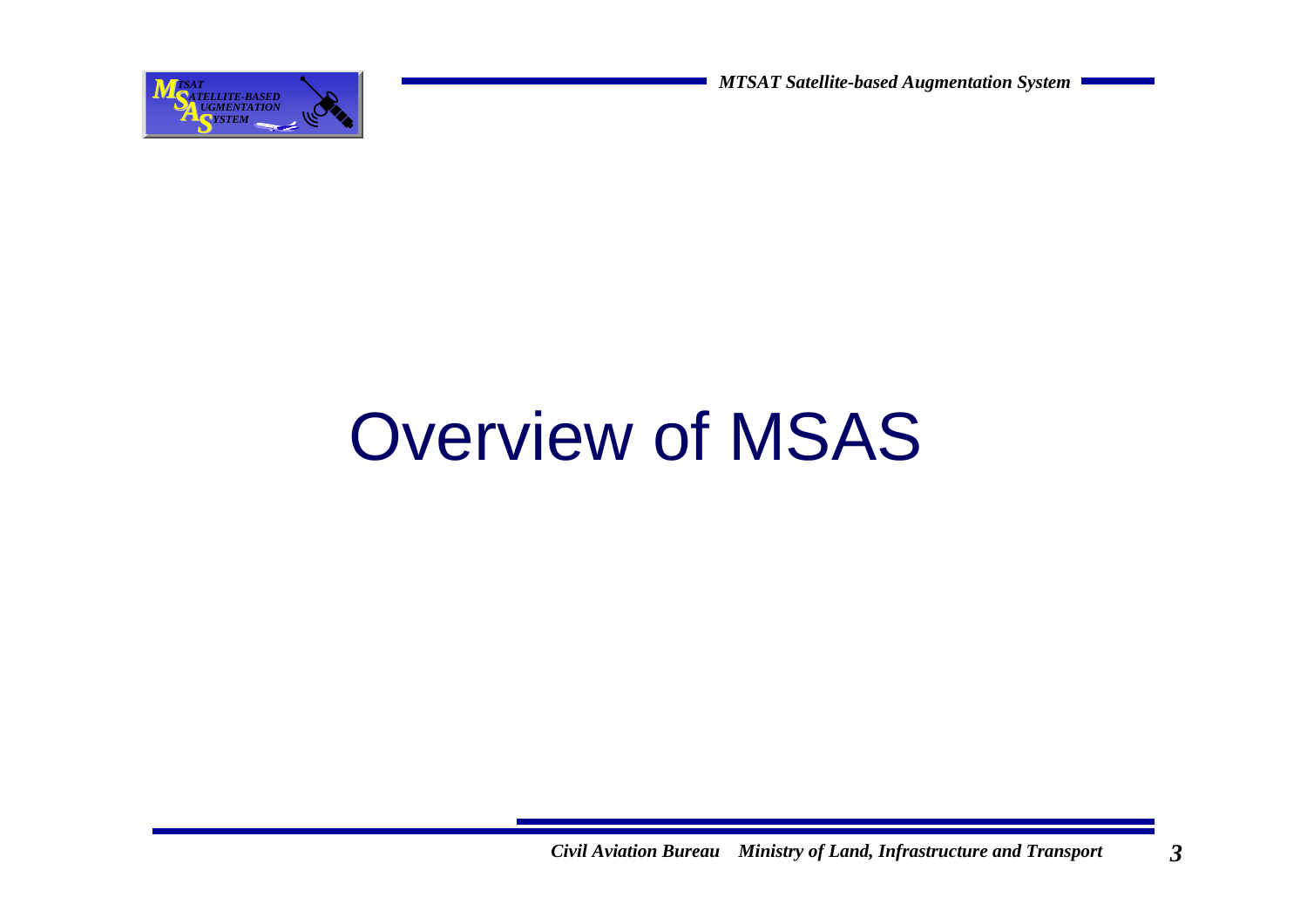# Overview of MSAS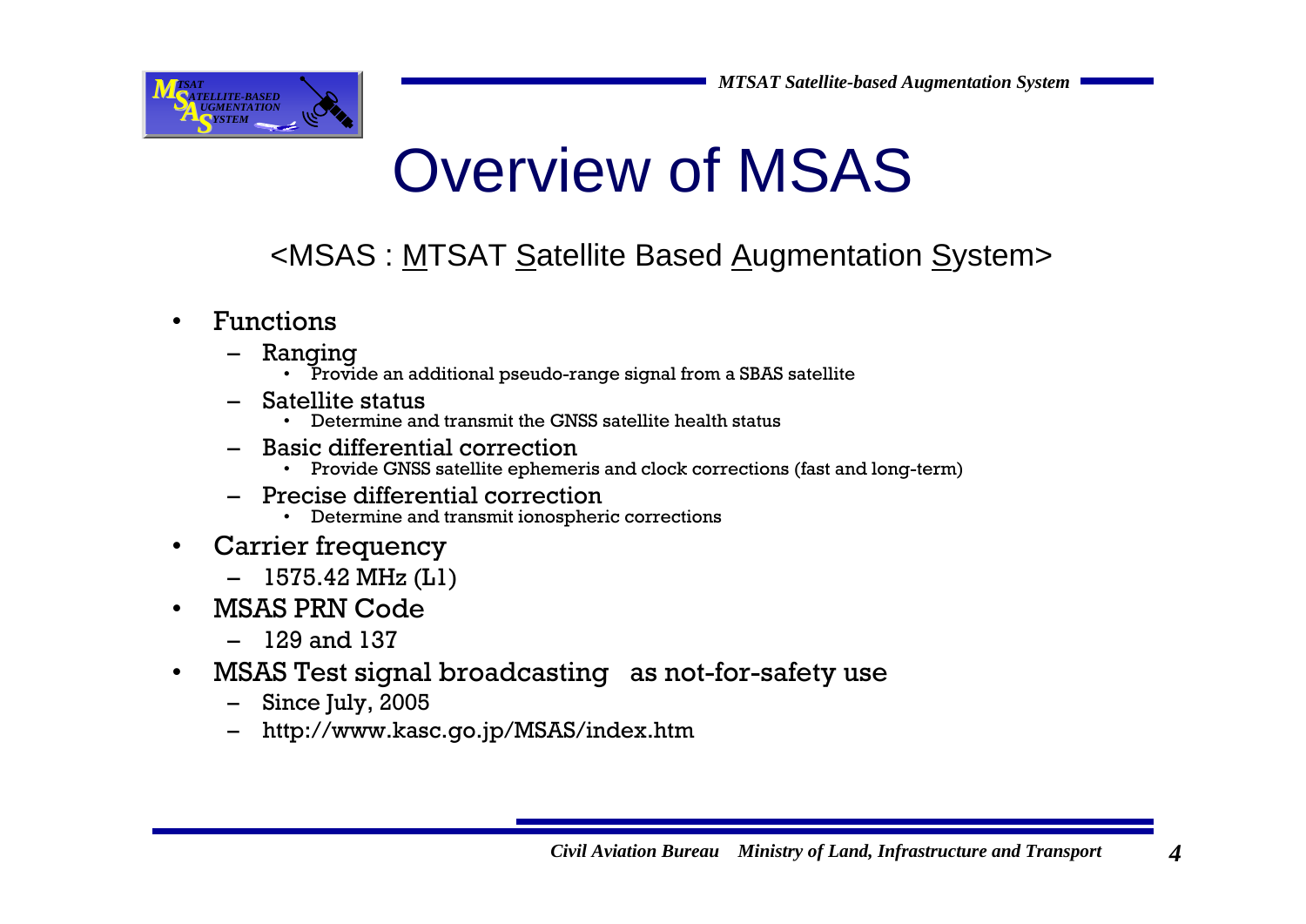# Overview of MSAS

<MSAS : MTSAT Satellite Based Augmentation System>

- Functions
  - Ranging
    - Provide an additional pseudo-range signal from a SBAS satellite
  - Satellite status
    - Determine and transmit the GNSS satellite health status
  - Basic differential correction
    - Provide GNSS satellite ephemeris and clock corrections (fast and long-term)
  - Precise differential correction
    - Determine and transmit ionospheric corrections
- Carrier frequency
  - 1575.42 MHz (L1)
- MSAS PRN Code
  - 129 and 137
- MSAS Test signal broadcasting as not-for-safety use
  - Since July, 2005
  - http://www.kasc.go.jp/MSAS/index.htm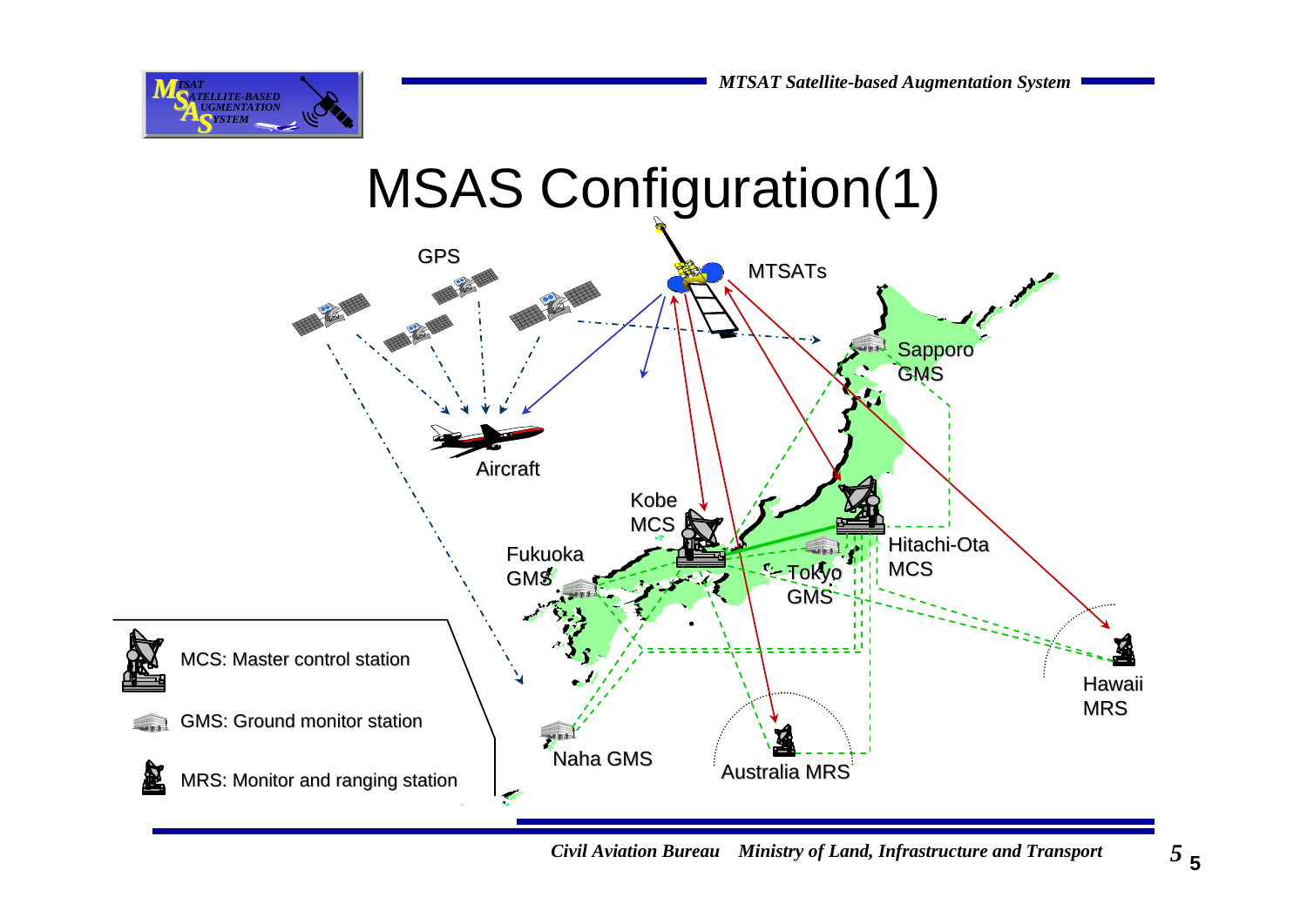# MSAS Configuration(1)

GPS

MTSATs

Sapporo GMS

Aircraft

Kobe MCS

Fukuoka GMS

Tokyo GMS

Hitachi-Ota MCS

Hawaii MRS

Naha GMS

Australia MRS

MCS: Master control station

GMS: Ground monitor station

MRS: Monitor and ranging station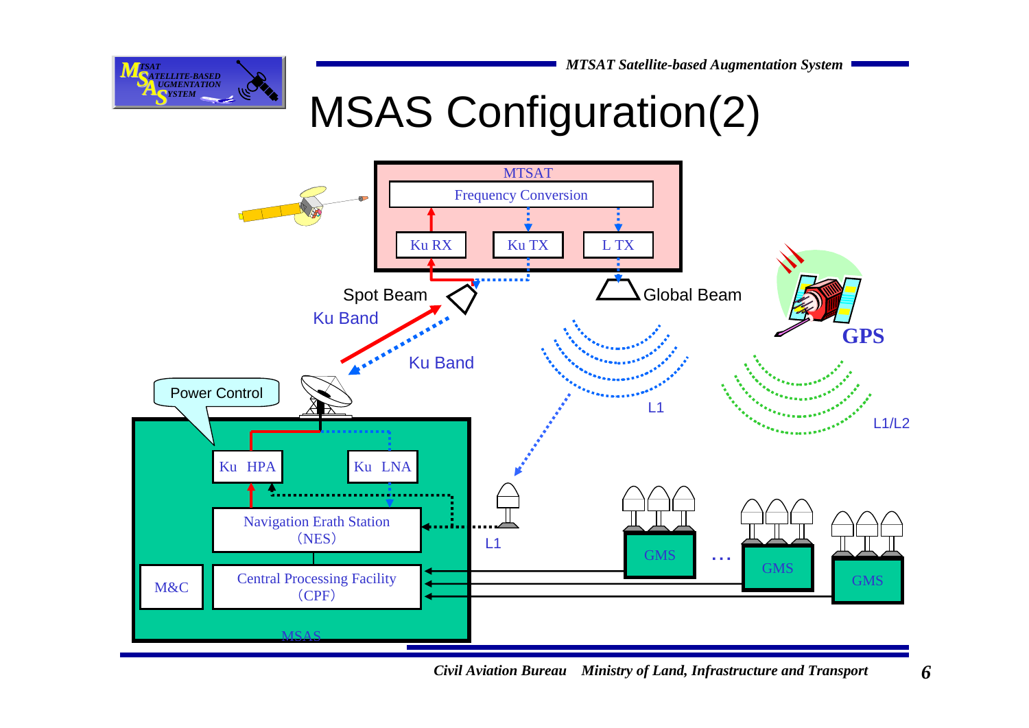# MSAS Configuration(2)

MTSAT

Frequency Conversion

Ku RX

Ku TX

L TX

Spot Beam

Ku Band

Ku Band

Global Beam

GPS

L1

L1/L2

Power Control

Ku HPA

Ku LNA

Navigation Erath Station (NES)

L1

M&C

Central Processing Facility (CPF)

GMS

GMS

GMS

MSAS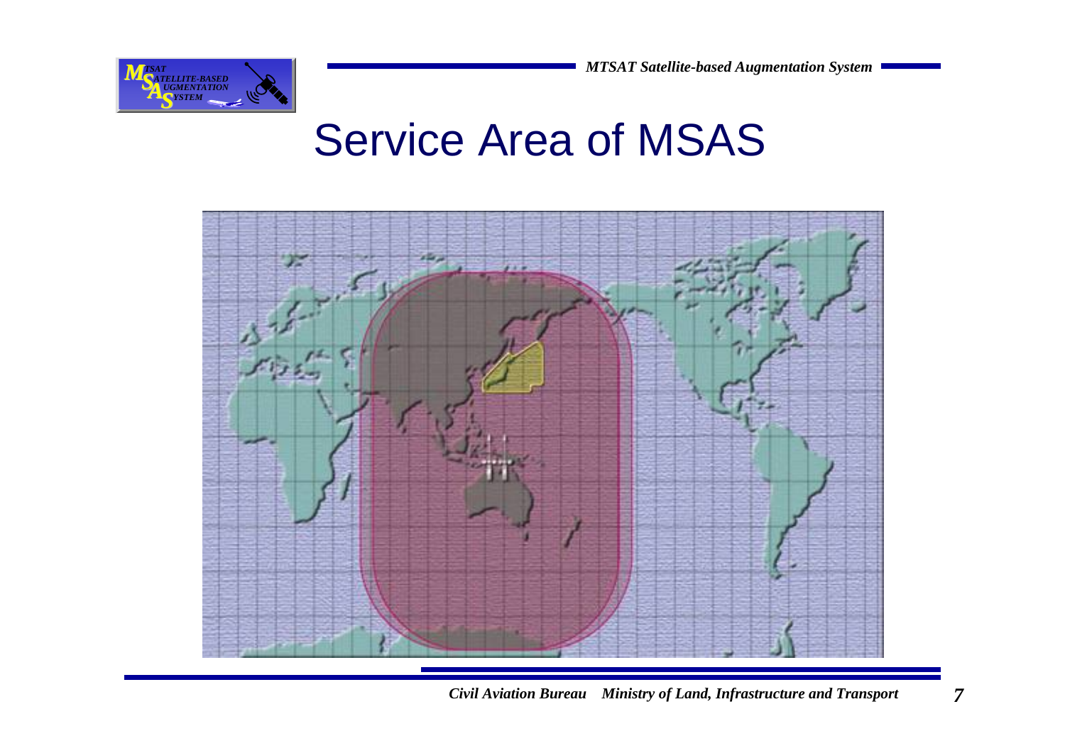# Service Area of MSAS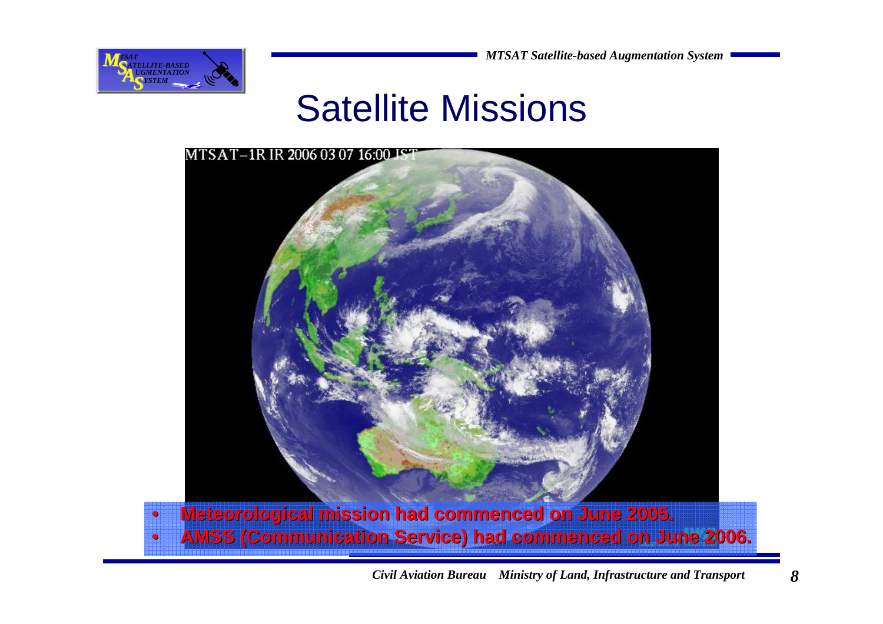# Satellite Missions

MTSAT–1R IR 2006 03 07 16:00 JST

- **Meteorological mission had commenced on June 2005.**
- **AMSS (Communication Service) had commenced on June 2006.**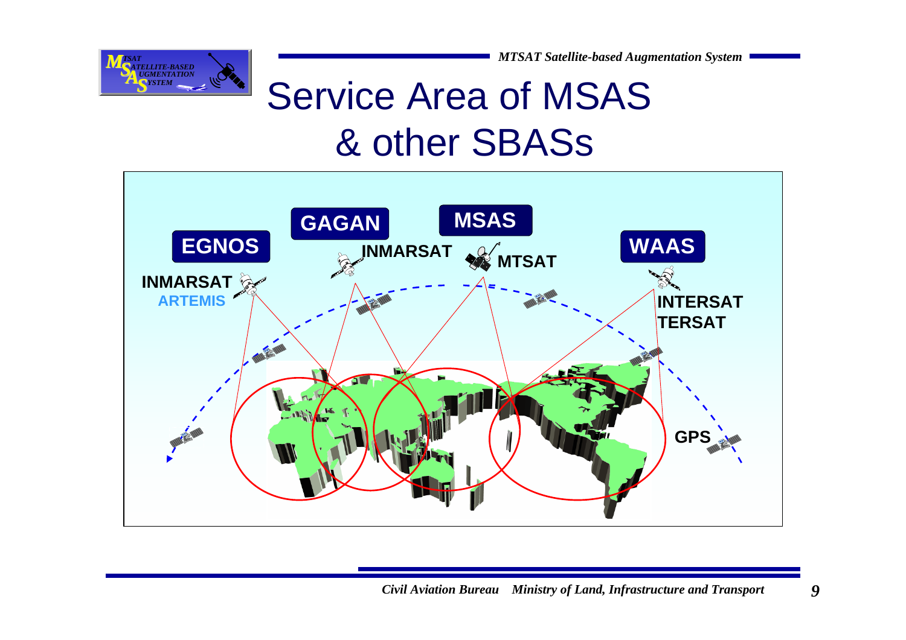# Service Area of MSAS & other SBASs

EGNOS

INMARSAT
ARTEMIS

GAGAN

INMARSAT

MSAS

MTSAT

WAAS

INTERSAT
TERSAT

GPS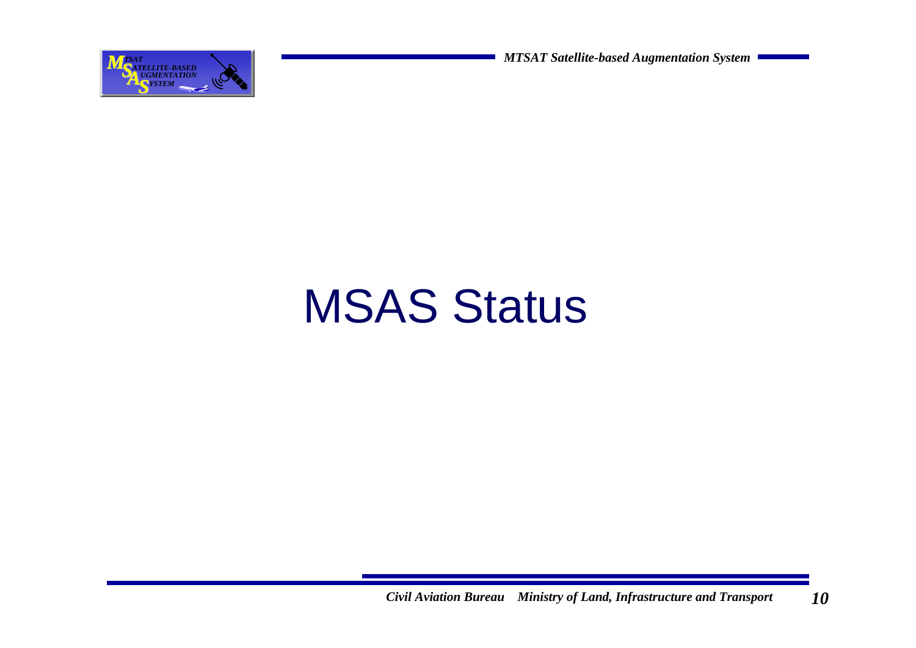# MSAS Status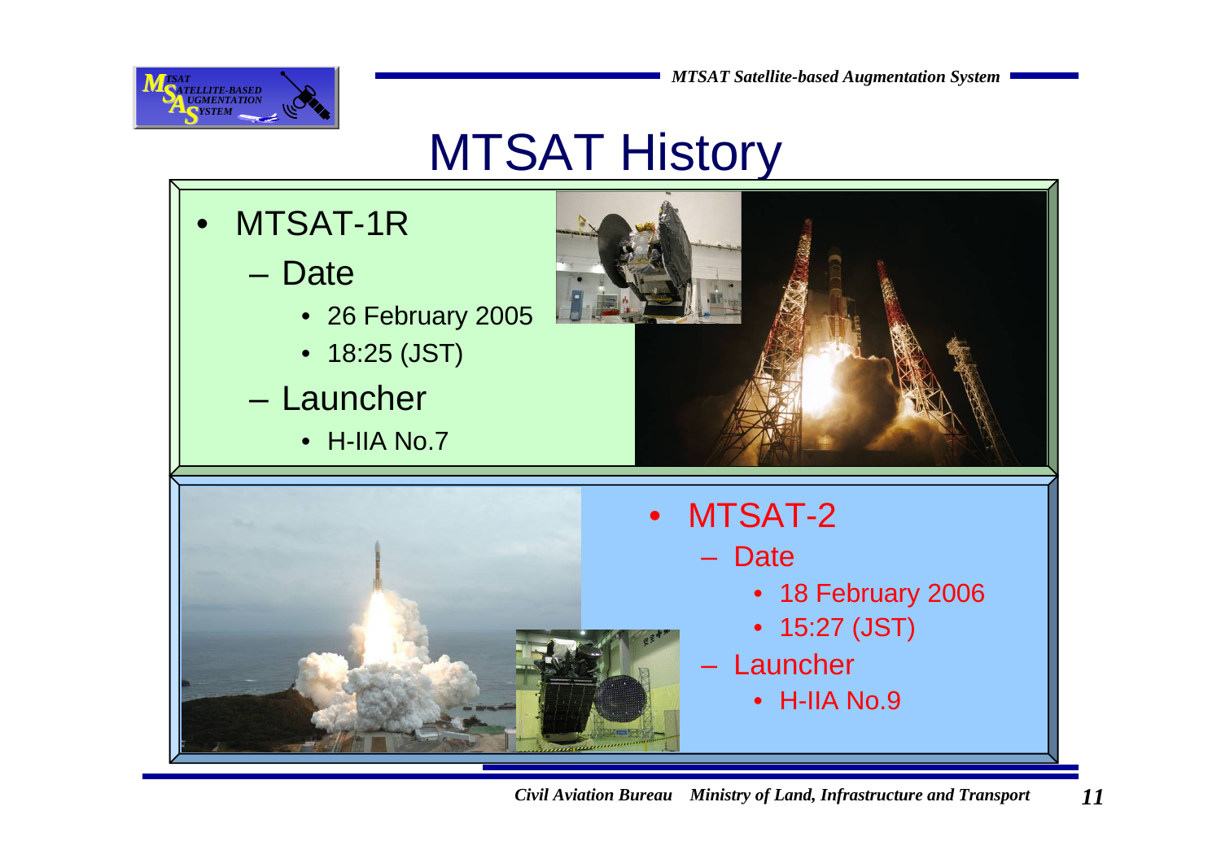# MTSAT History

- MTSAT-1R
  - Date
    - 26 February 2005
    - 18:25 (JST)
  - Launcher
    - H-IIA No.7

- MTSAT-2
  - Date
    - 18 February 2006
    - 15:27 (JST)
  - Launcher
    - H-IIA No.9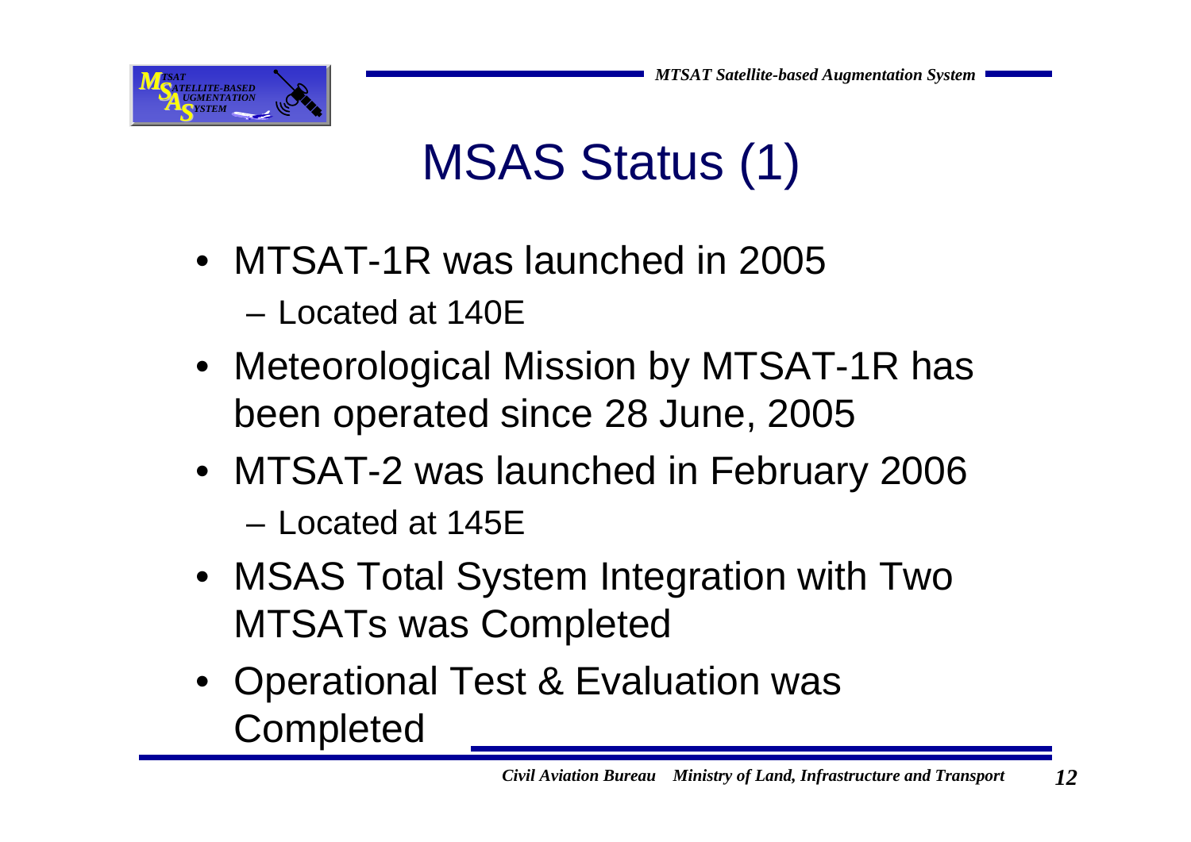# MSAS Status (1)

- MTSAT-1R was launched in 2005
  - Located at 140E
- Meteorological Mission by MTSAT-1R has been operated since 28 June, 2005
- MTSAT-2 was launched in February 2006
  - Located at 145E
- MSAS Total System Integration with Two MTSATs was Completed
- Operational Test & Evaluation was Completed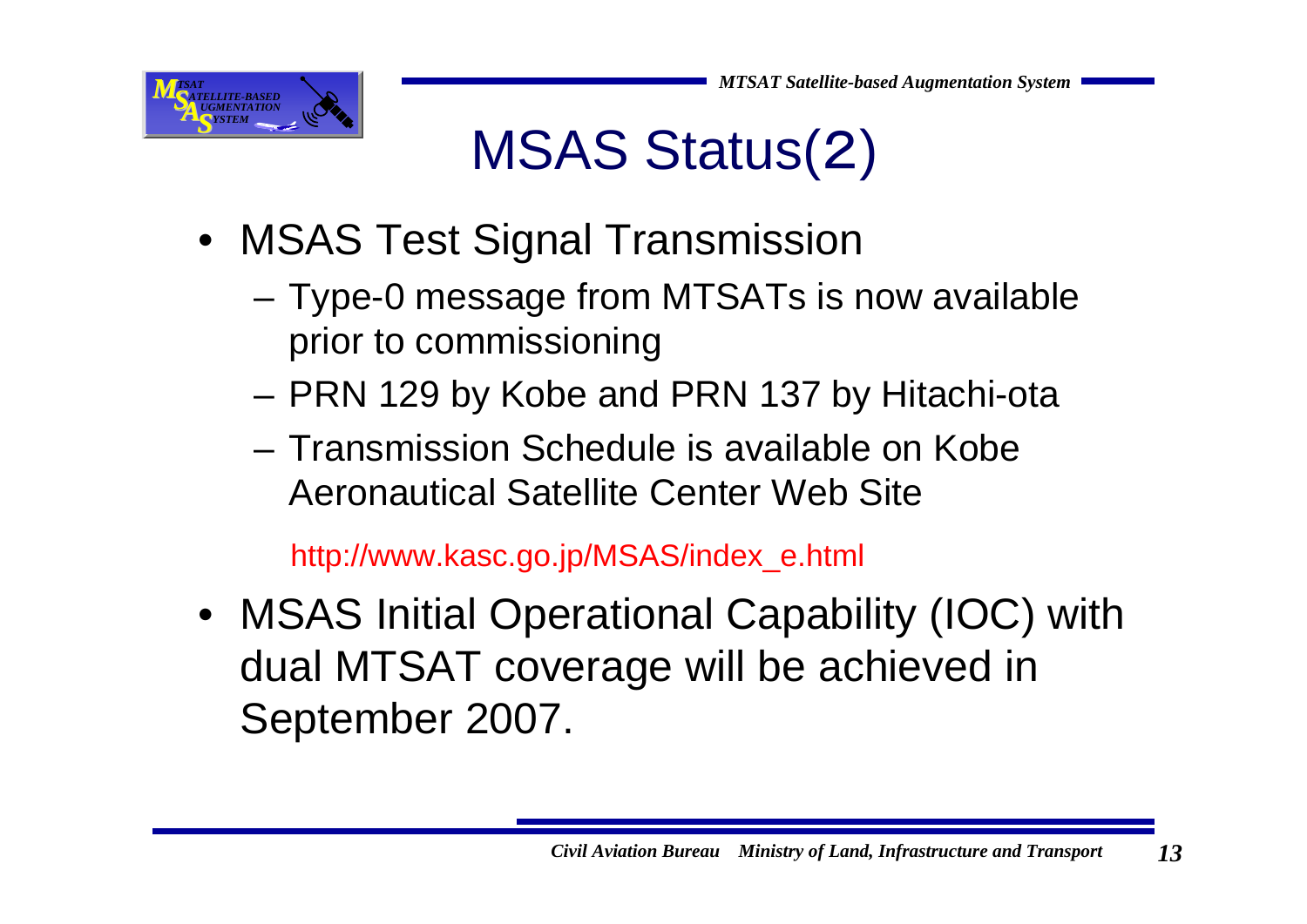# MSAS Status(2)

- MSAS Test Signal Transmission
  - Type-0 message from MTSATs is now available prior to commissioning
  - PRN 129 by Kobe and PRN 137 by Hitachi-ota
  - Transmission Schedule is available on Kobe Aeronautical Satellite Center Web Site

    http://www.kasc.go.jp/MSAS/index_e.html

- MSAS Initial Operational Capability (IOC) with dual MTSAT coverage will be achieved in September 2007.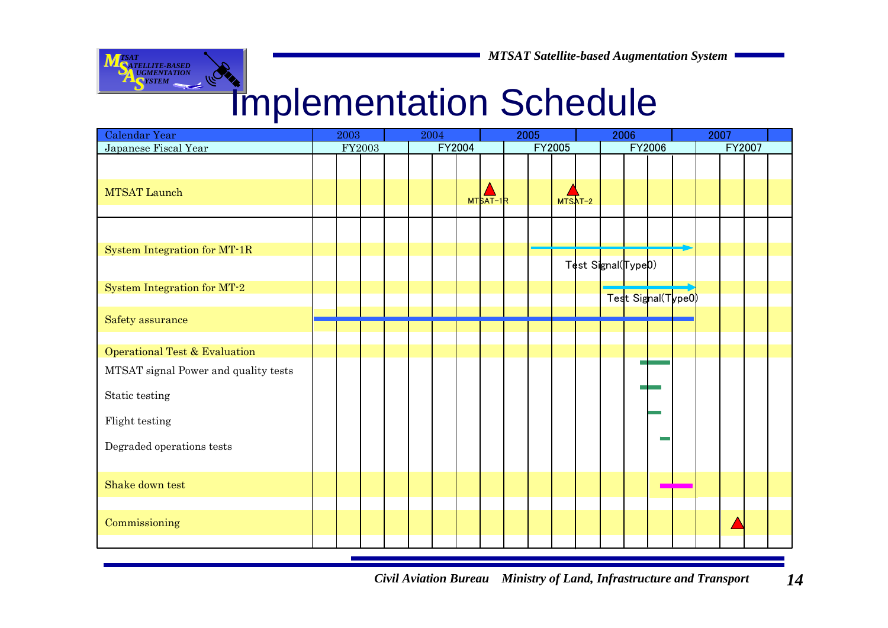# Implementation Schedule

| Calendar Year | 2003 | 2004 | 2005 | 2006 | 2007 |
|---|---|---|---|---|---|
| Japanese Fiscal Year | FY2003 | FY2004 | FY2005 | FY2006 | FY2007 |
| MTSAT Launch | | | MTSAT-1R, MTSAT-2 | | |
| System Integration for MT-1R | | | Test Signal(Type0) | Test Signal(Type0) | |
| System Integration for MT-2 | | | | Test Signal(Type0) | |
| Safety assurance | ✓ | ✓ | ✓ | ✓ | |
| Operational Test & Evaluation | | | | | |
| MTSAT signal Power and quality tests | | | | ✓ | |
| Static testing | | | | ✓ | |
| Flight testing | | | | ✓ | |
| Degraded operations tests | | | | ✓ | |
| Shake down test | | | | ✓ | |
| Commissioning | | | | | ▲ |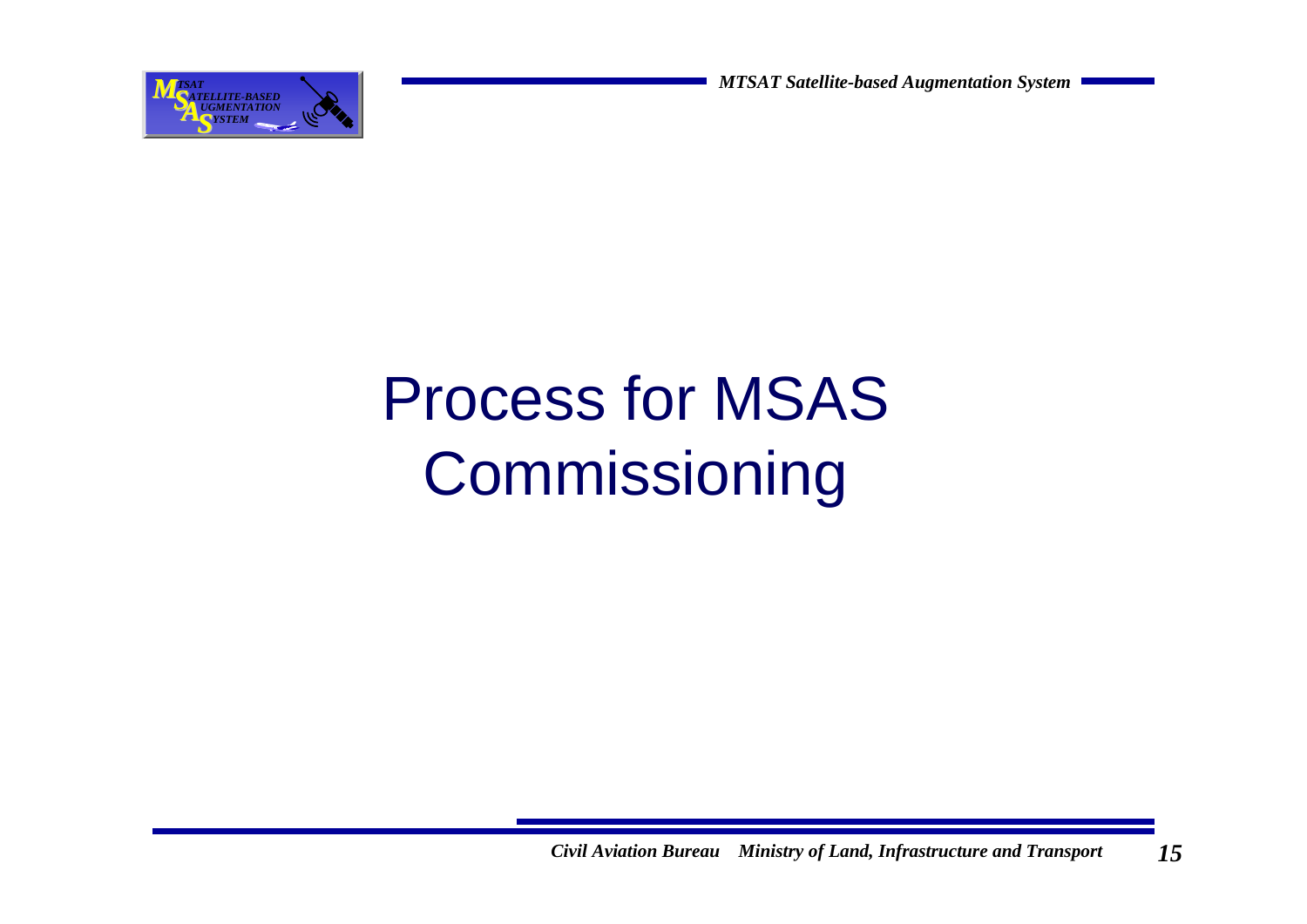# Process for MSAS Commissioning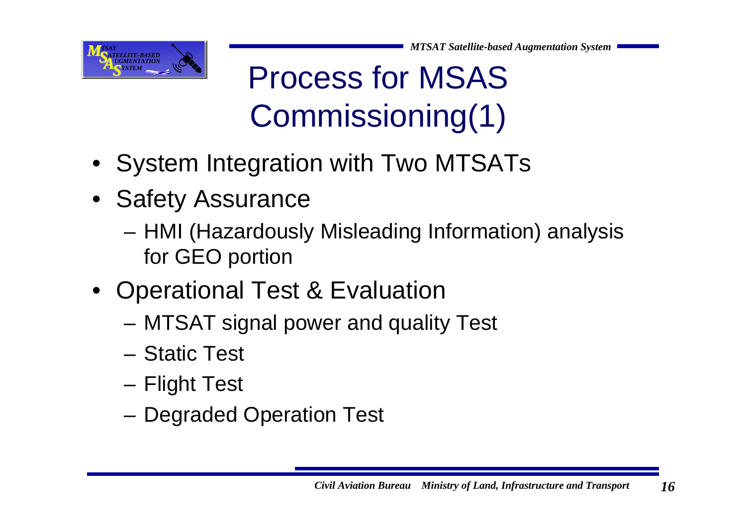# Process for MSAS Commissioning(1)

- System Integration with Two MTSATs
- Safety Assurance
  - HMI (Hazardously Misleading Information) analysis for GEO portion
- Operational Test & Evaluation
  - MTSAT signal power and quality Test
  - Static Test
  - Flight Test
  - Degraded Operation Test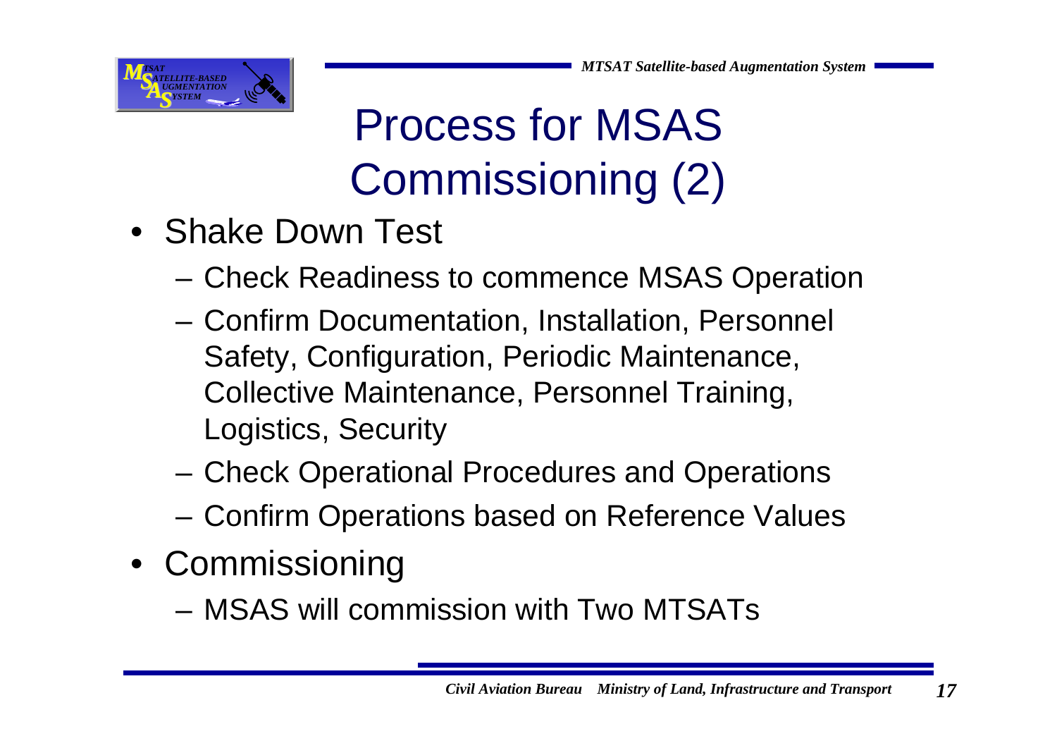# Process for MSAS Commissioning (2)

- Shake Down Test
  - Check Readiness to commence MSAS Operation
  - Confirm Documentation, Installation, Personnel Safety, Configuration, Periodic Maintenance, Collective Maintenance, Personnel Training, Logistics, Security
  - Check Operational Procedures and Operations
  - Confirm Operations based on Reference Values
- Commissioning
  - MSAS will commission with Two MTSATs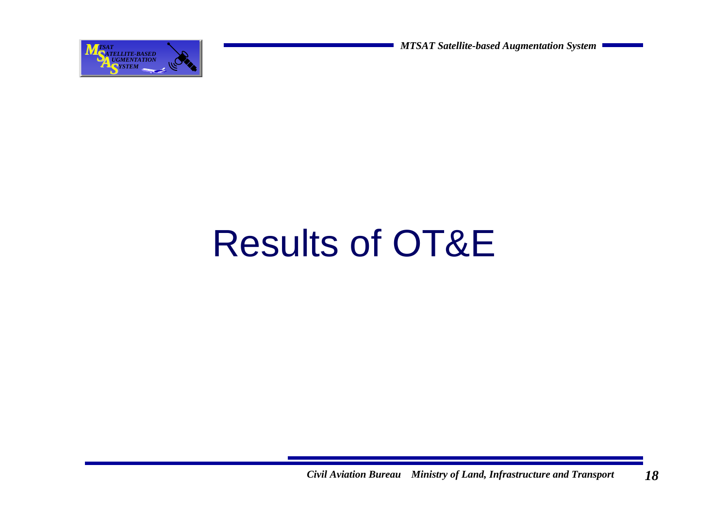# Results of OT&E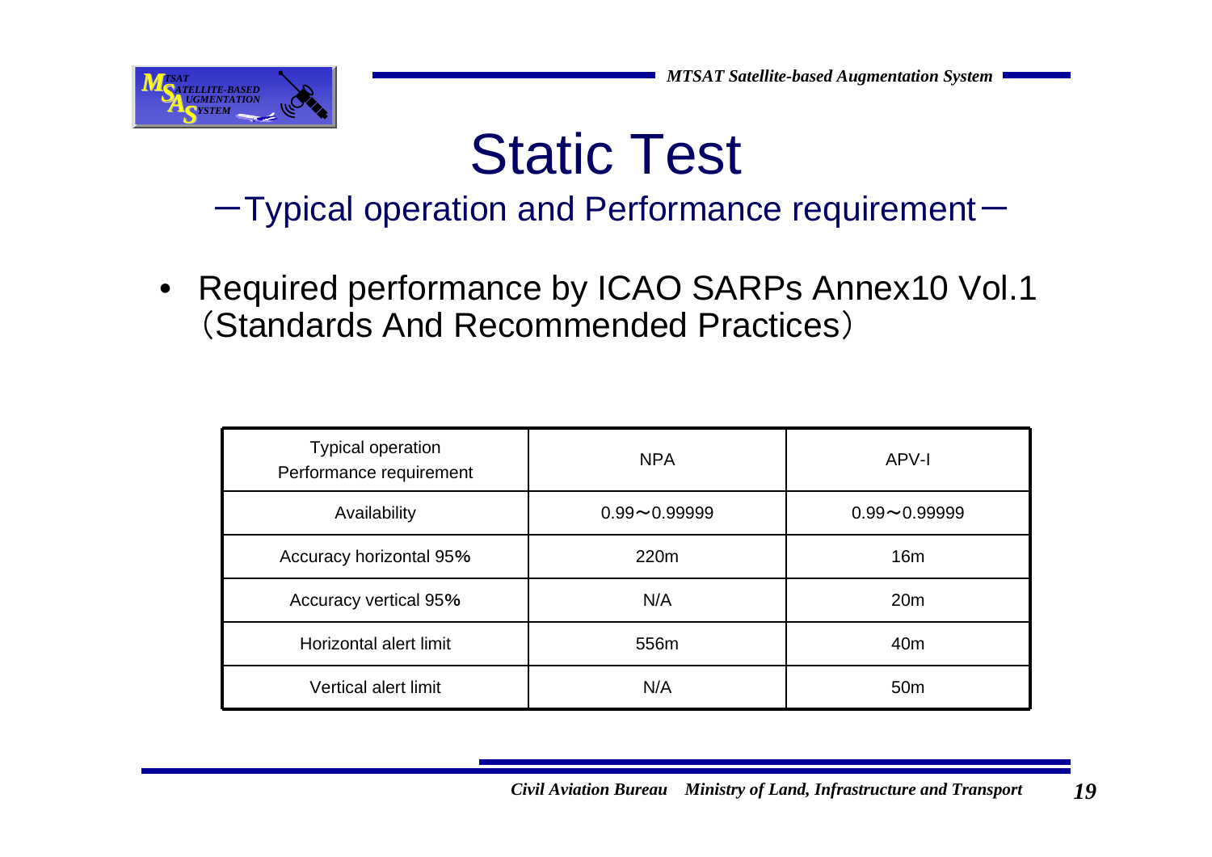# Static Test

## －Typical operation and Performance requirement－

- Required performance by ICAO SARPs Annex10 Vol.1（Standards And Recommended Practices）

| Typical operation<br>Performance requirement | NPA | APV-I |
|---|---|---|
| Availability | 0.99～0.99999 | 0.99～0.99999 |
| Accuracy horizontal 95% | 220m | 16m |
| Accuracy vertical 95% | N/A | 20m |
| Horizontal alert limit | 556m | 40m |
| Vertical alert limit | N/A | 50m |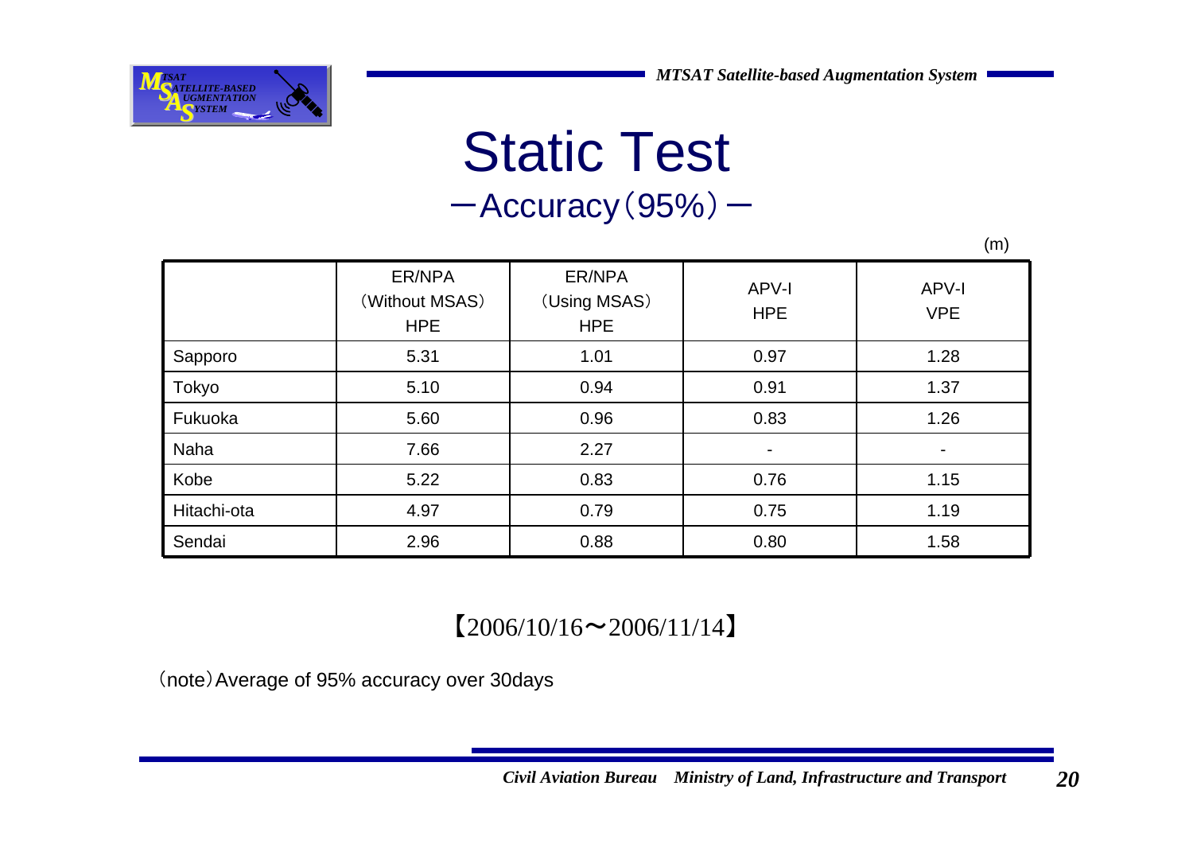# Static Test

## ー Accuracy（95%）ー

(m)

| | ER/NPA（Without MSAS）HPE | ER/NPA（Using MSAS）HPE | APV-I HPE | APV-I VPE |
|---|---|---|---|---|
| Sapporo | 5.31 | 1.01 | 0.97 | 1.28 |
| Tokyo | 5.10 | 0.94 | 0.91 | 1.37 |
| Fukuoka | 5.60 | 0.96 | 0.83 | 1.26 |
| Naha | 7.66 | 2.27 | - | - |
| Kobe | 5.22 | 0.83 | 0.76 | 1.15 |
| Hitachi-ota | 4.97 | 0.79 | 0.75 | 1.19 |
| Sendai | 2.96 | 0.88 | 0.80 | 1.58 |

【2006/10/16〜2006/11/14】

（note）Average of 95% accuracy over 30days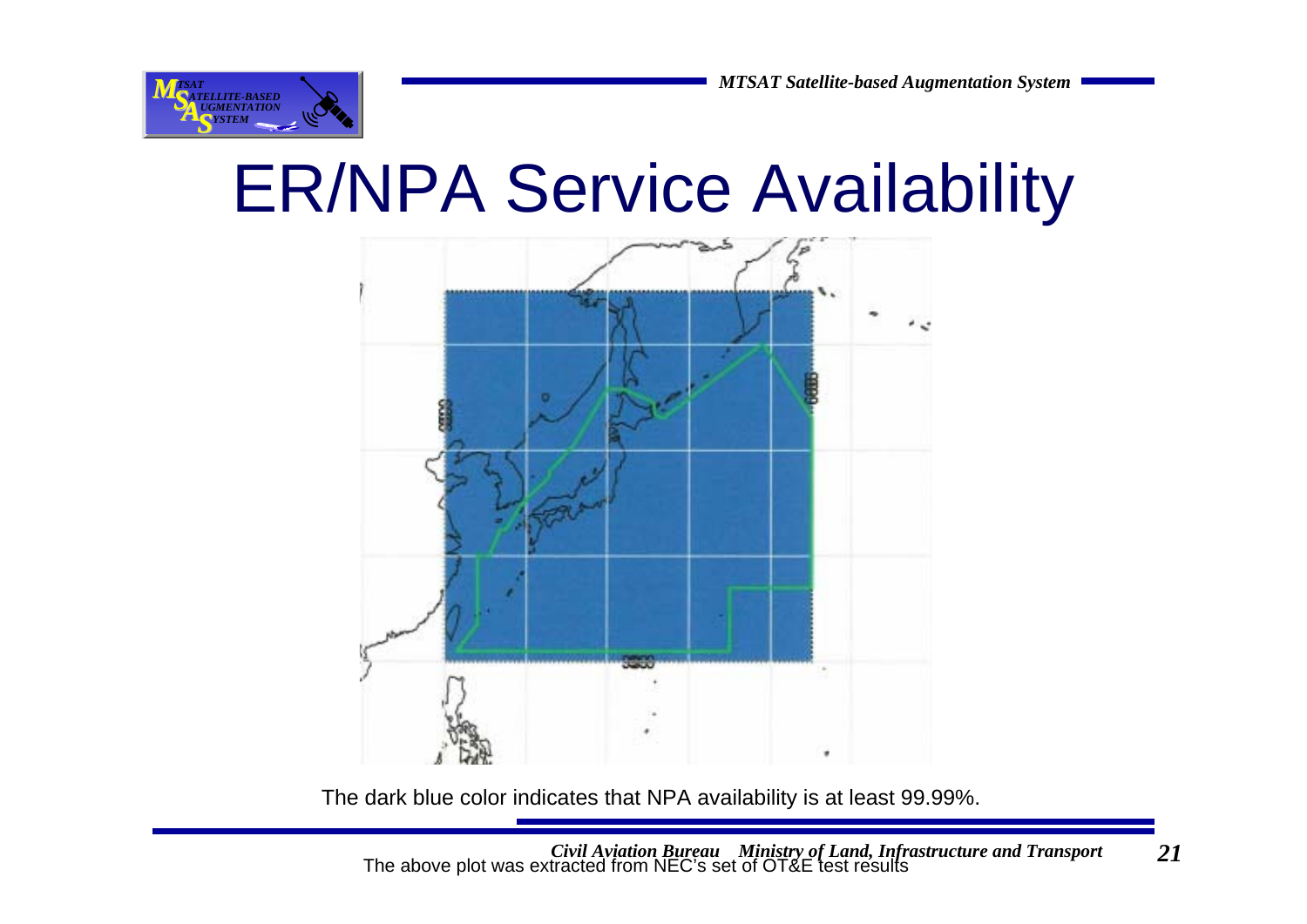# ER/NPA Service Availability

The dark blue color indicates that NPA availability is at least 99.99%.

The above plot was extracted from NEC's set of OT&E test results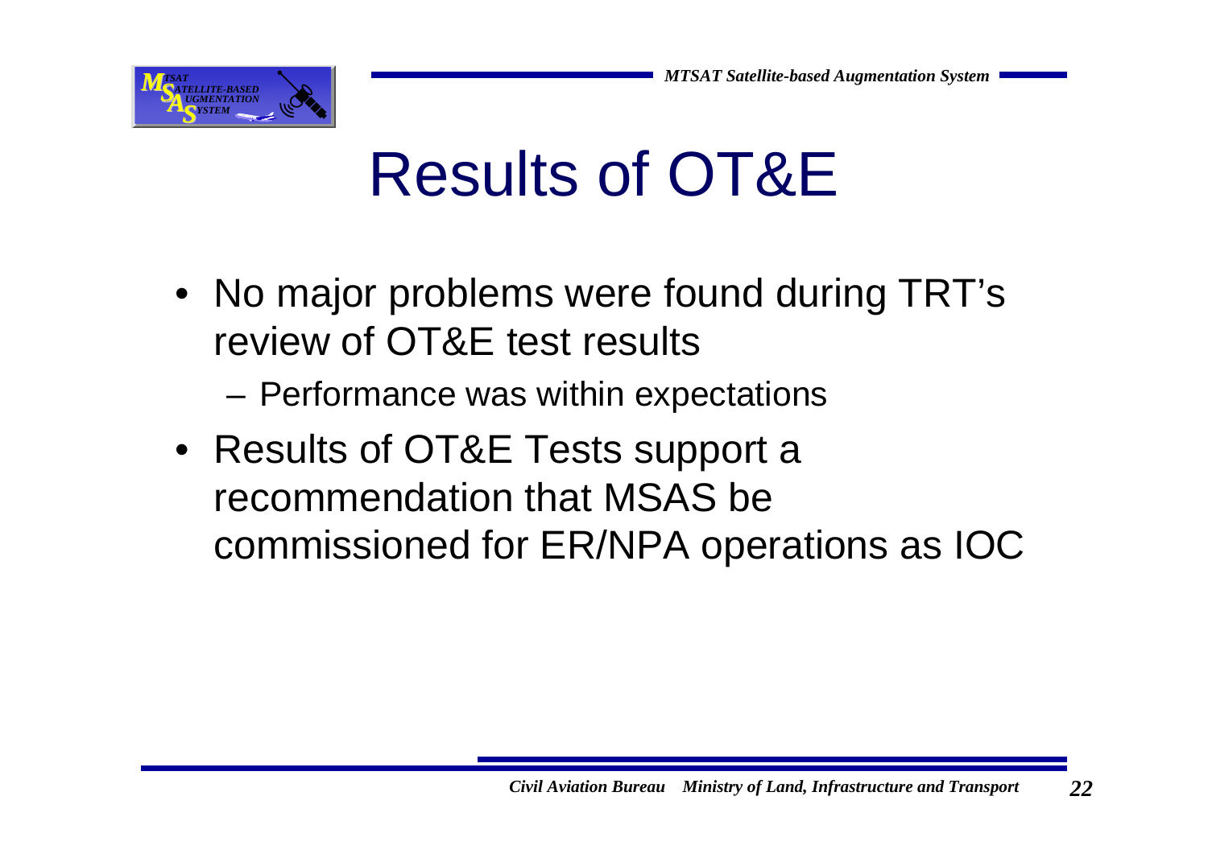# Results of OT&E

- No major problems were found during TRT's review of OT&E test results
  - Performance was within expectations
- Results of OT&E Tests support a recommendation that MSAS be commissioned for ER/NPA operations as IOC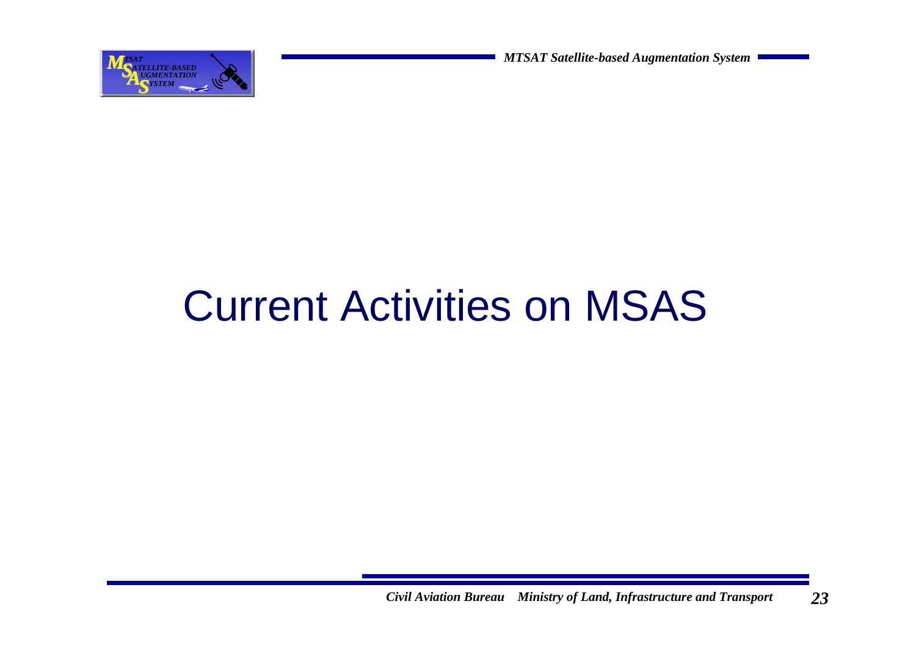# Current Activities on MSAS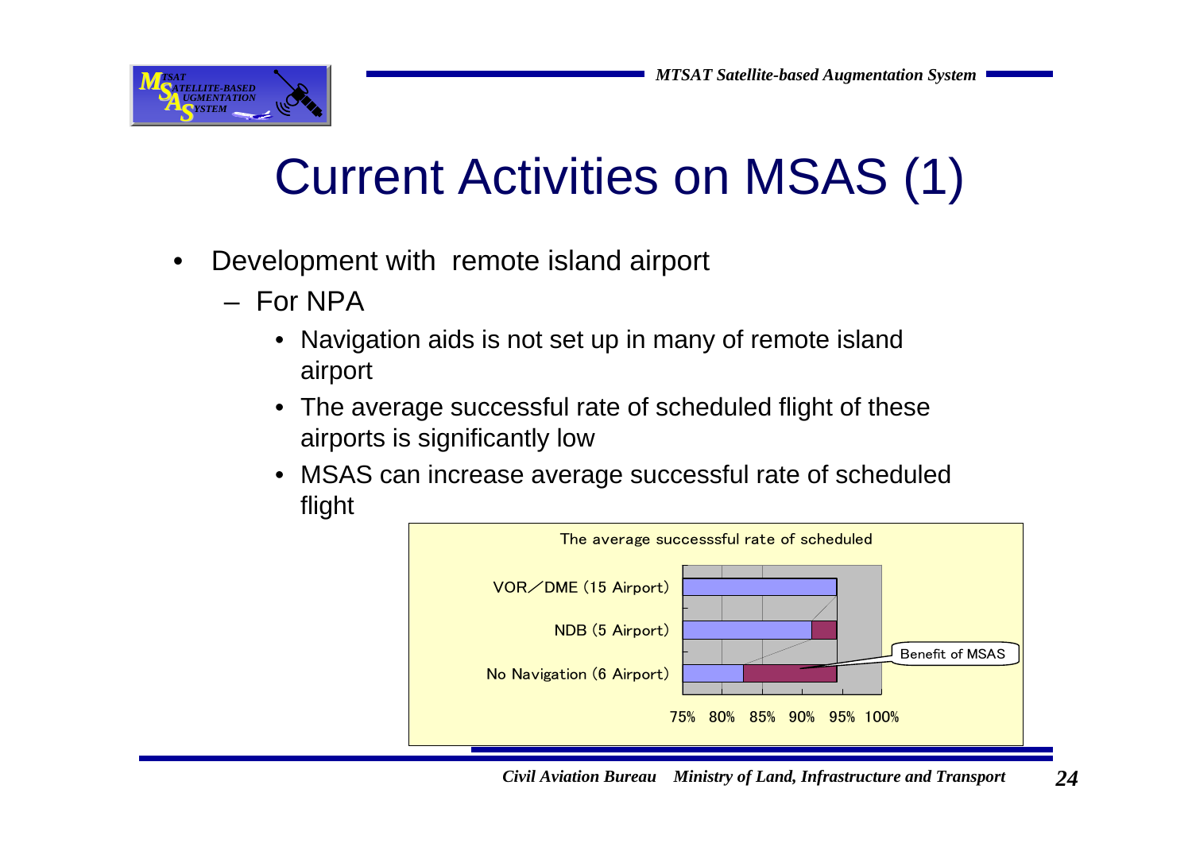# Current Activities on MSAS (1)

- Development with remote island airport
  - For NPA
    - Navigation aids is not set up in many of remote island airport
    - The average successful rate of scheduled flight of these airports is significantly low
    - MSAS can increase average successful rate of scheduled flight

The average successsful rate of scheduled

| | |
|---|---|
| VOR／DME (15 Airport) | |
| NDB (5 Airport) | |
| No Navigation (6 Airport) | Benefit of MSAS |

75% 80% 85% 90% 95% 100%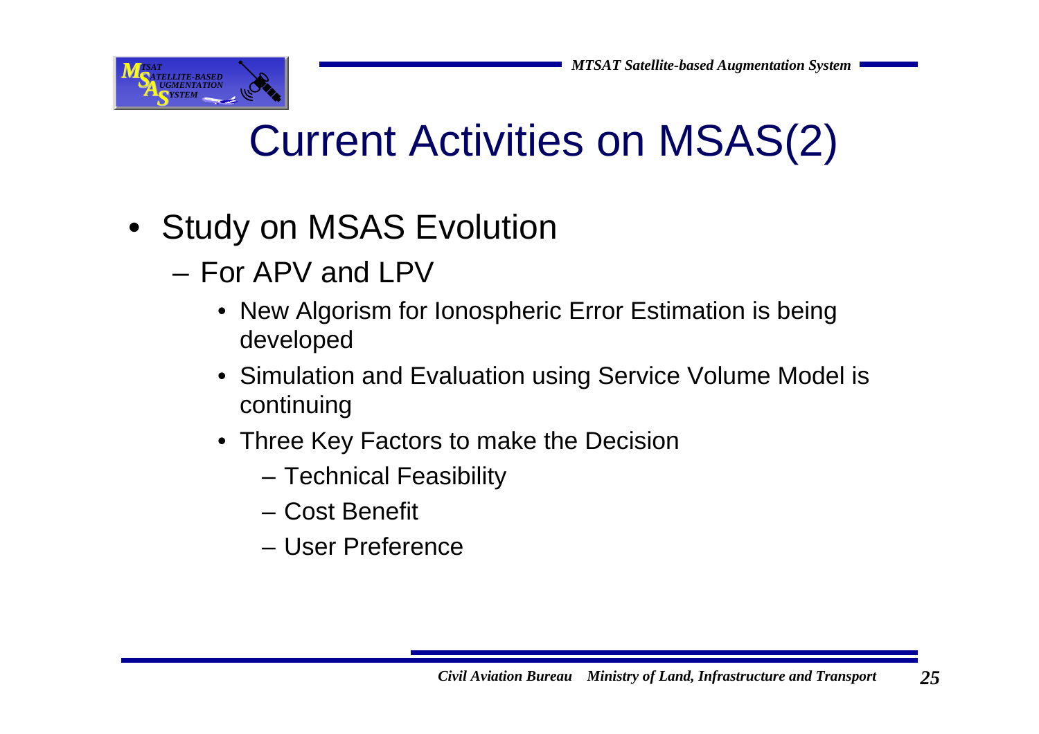# Current Activities on MSAS(2)

- Study on MSAS Evolution
  - For APV and LPV
    - New Algorism for Ionospheric Error Estimation is being developed
    - Simulation and Evaluation using Service Volume Model is continuing
    - Three Key Factors to make the Decision
      - Technical Feasibility
      - Cost Benefit
      - User Preference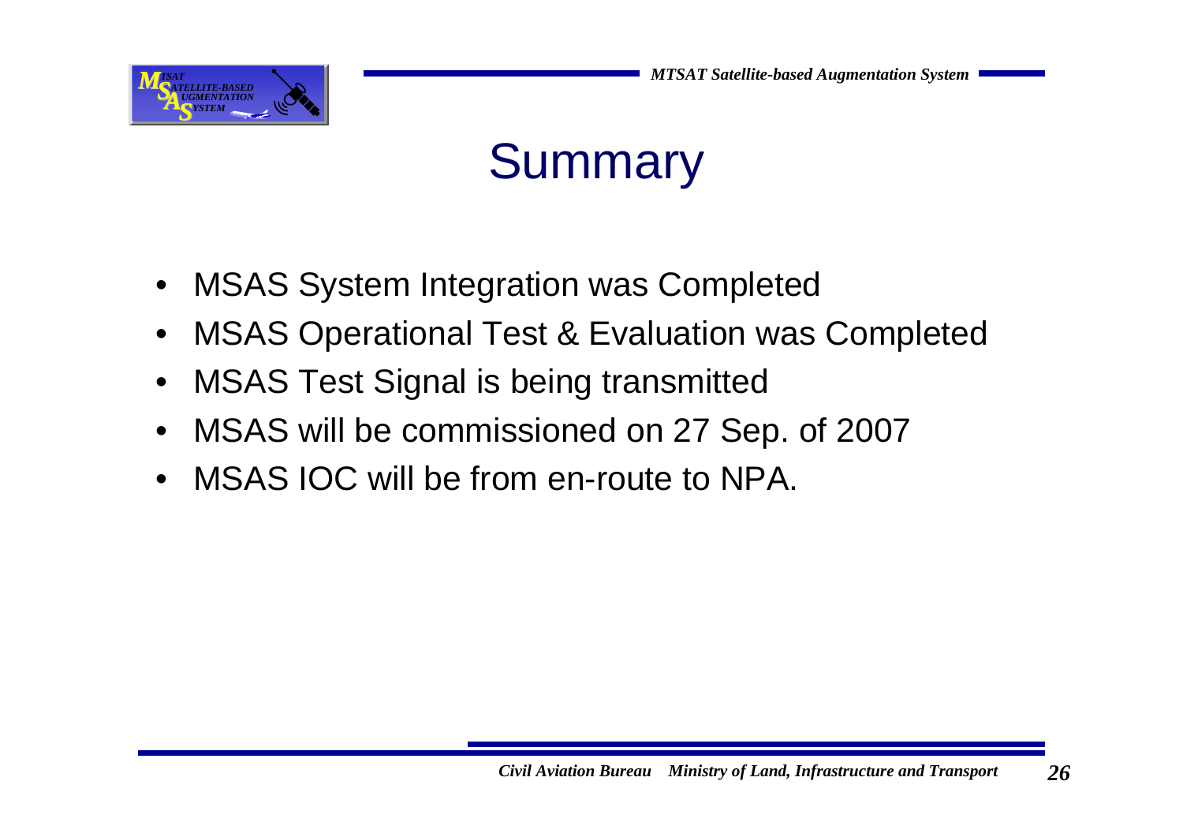# Summary

- MSAS System Integration was Completed
- MSAS Operational Test & Evaluation was Completed
- MSAS Test Signal is being transmitted
- MSAS will be commissioned on 27 Sep. of 2007
- MSAS IOC will be from en-route to NPA.